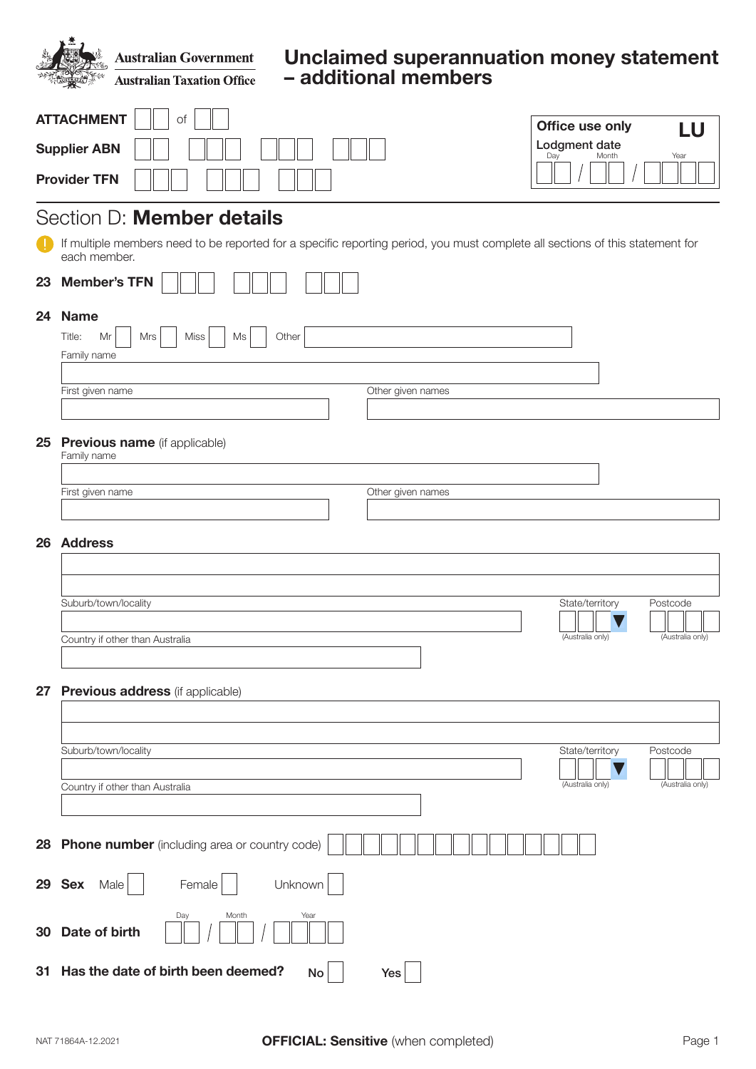Australian Government
Australian Taxation Office

# Unclaimed superannuation money statement – additional members

**ATTACHMENT** of

**Supplier ABN**

**Provider TFN**

**Office use only** **LU**

Lodgment date
Day Month Year

## Section D: **Member details**

If multiple members need to be reported for a specific reporting period, you must complete all sections of this statement for each member.

**23 Member's TFN**

**24 Name**

Title: Mr Mrs Miss Ms Other

Family name

First given name

Other given names

**25 Previous name** (if applicable)

Family name

First given name

Other given names

**26 Address**

Suburb/town/locality

State/territory (Australia only)

Postcode (Australia only)

Country if other than Australia

**27 Previous address** (if applicable)

Suburb/town/locality

State/territory (Australia only)

Postcode (Australia only)

Country if other than Australia

**28 Phone number** (including area or country code)

**29 Sex** Male Female Unknown

**30 Date of birth**
Day Month Year

**31 Has the date of birth been deemed?** **No** **Yes**

NAT 71864A-12.2021

**OFFICIAL: Sensitive** (when completed)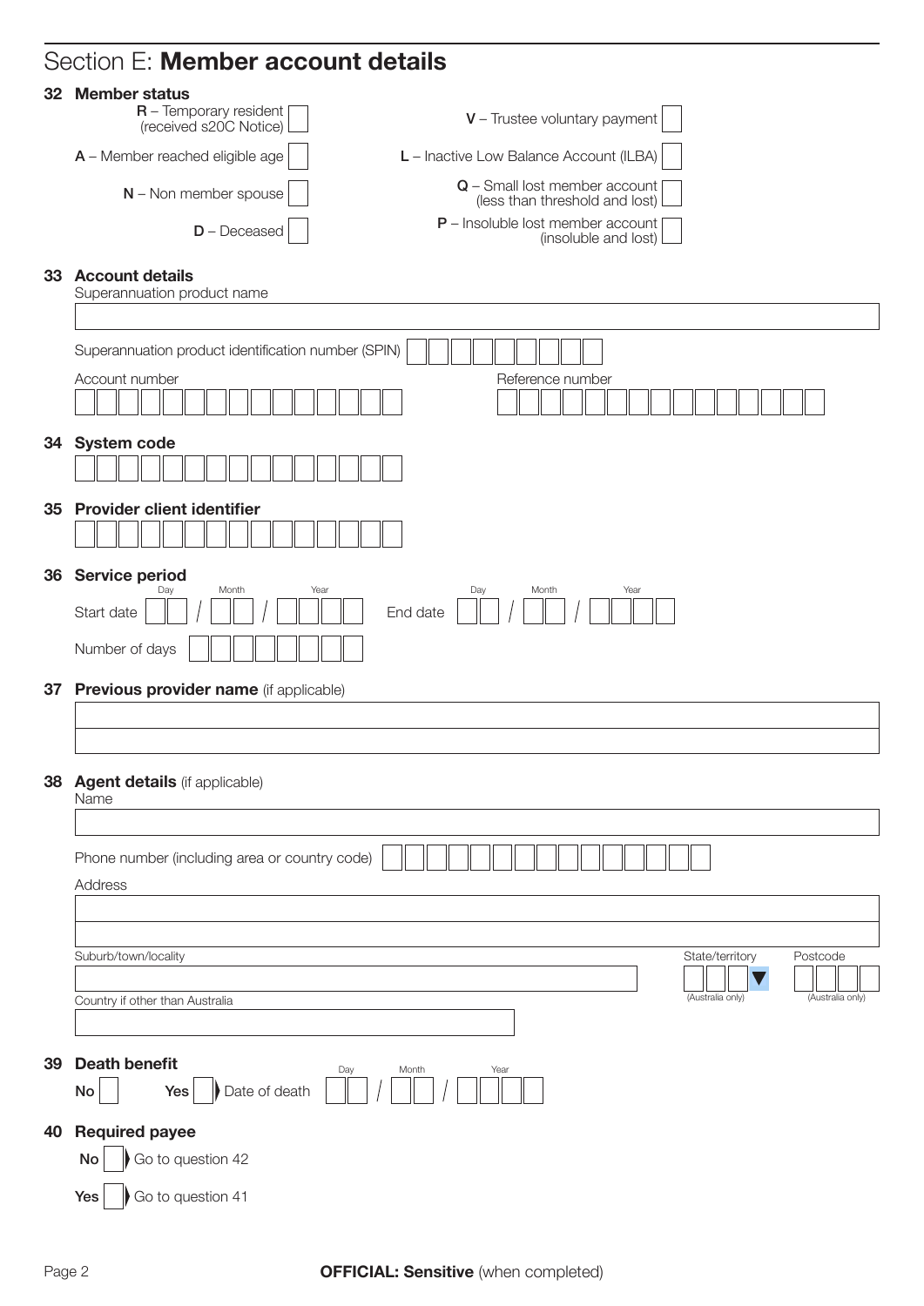## Section E: **Member account details**

**32 Member status**

**R** – Temporary resident (received s20C Notice)

**A** – Member reached eligible age

**N** – Non member spouse

**D** – Deceased

**V** – Trustee voluntary payment

**L** – Inactive Low Balance Account (ILBA)

**Q** – Small lost member account (less than threshold and lost)

**P** – Insoluble lost member account (insoluble and lost)

**33 Account details**

Superannuation product name

Superannuation product identification number (SPIN)

Account number

Reference number

**34 System code**

**35 Provider client identifier**

**36 Service period**

Start date Day / Month / Year

End date Day / Month / Year

Number of days

**37 Previous provider name** (if applicable)

**38 Agent details** (if applicable)

Name

Phone number (including area or country code)

Address

Suburb/town/locality

State/territory (Australia only)

Postcode (Australia only)

Country if other than Australia

**39 Death benefit**

**No**

**Yes** Date of death Day / Month / Year

**40 Required payee**

**No** Go to question 42

**Yes** Go to question 41

**OFFICIAL: Sensitive** (when completed)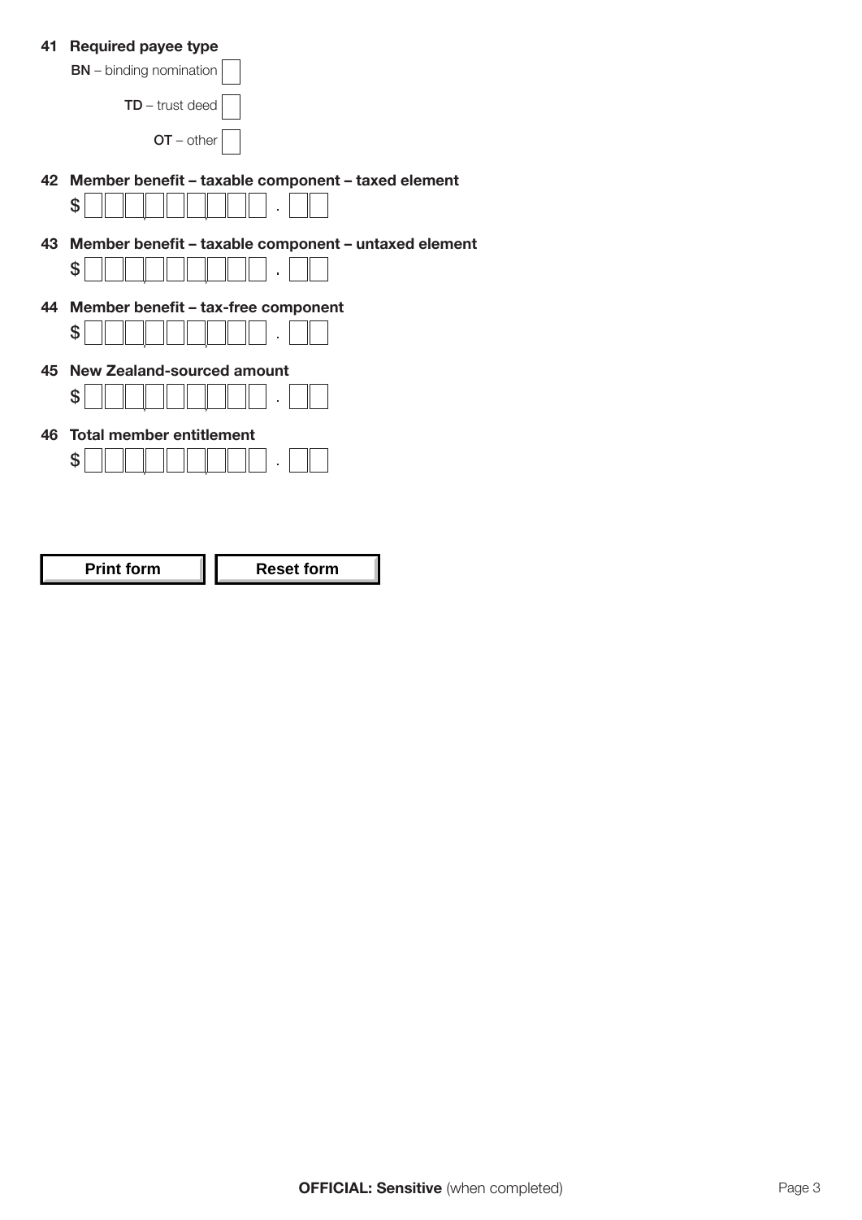**41 Required payee type**

**BN** – binding nomination ☐

**TD** – trust deed ☐

**OT** – other ☐

**42 Member benefit – taxable component – taxed element**

$ ☐☐☐,☐☐☐,☐☐☐ . ☐☐

**43 Member benefit – taxable component – untaxed element**

$ ☐☐☐,☐☐☐,☐☐☐ . ☐☐

**44 Member benefit – tax-free component**

$ ☐☐☐,☐☐☐,☐☐☐ . ☐☐

**45 New Zealand-sourced amount**

$ ☐☐☐,☐☐☐,☐☐☐ . ☐☐

**46 Total member entitlement**

$ ☐☐☐,☐☐☐,☐☐☐ . ☐☐

**Print form** **Reset form**

**OFFICIAL: Sensitive** (when completed)